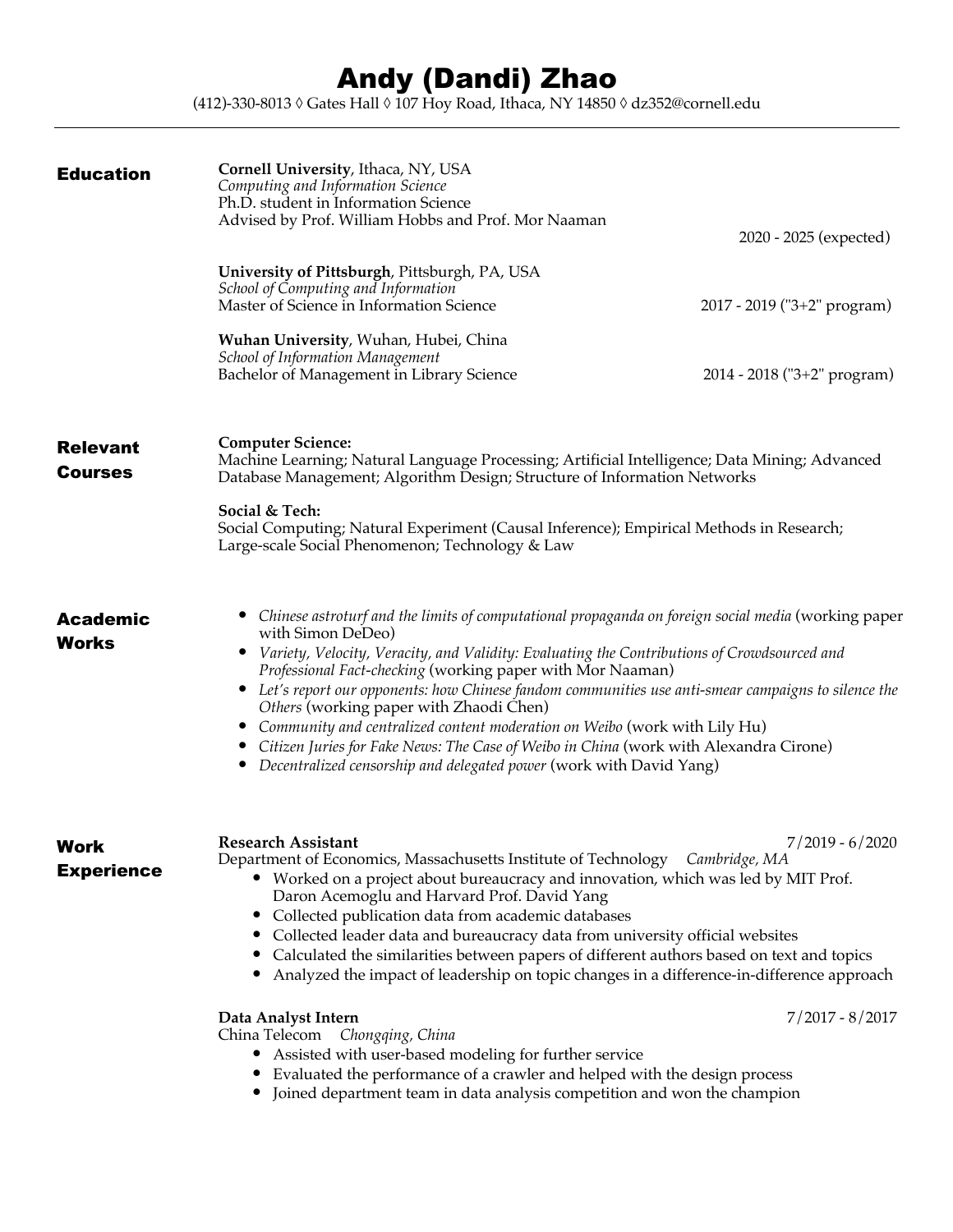# Andy (Dandi) Zhao

(412)-330-8013 ◊ Gates Hall ◊ 107 Hoy Road, Ithaca, NY 14850 ◊ dz352@cornell.edu

---

## Education

**Cornell University**, Ithaca, NY, USA
*Computing and Information Science*
Ph.D. student in Information Science
Advised by Prof. William Hobbs and Prof. Mor Naaman
2020 - 2025 (expected)

**University of Pittsburgh**, Pittsburgh, PA, USA
*School of Computing and Information*
Master of Science in Information Science — 2017 - 2019 ("3+2" program)

**Wuhan University**, Wuhan, Hubei, China
*School of Information Management*
Bachelor of Management in Library Science — 2014 - 2018 ("3+2" program)

## Relevant Courses

**Computer Science:**
Machine Learning; Natural Language Processing; Artificial Intelligence; Data Mining; Advanced Database Management; Algorithm Design; Structure of Information Networks

**Social & Tech:**
Social Computing; Natural Experiment (Causal Inference); Empirical Methods in Research; Large-scale Social Phenomenon; Technology & Law

## Academic Works

- *Chinese astroturf and the limits of computational propaganda on foreign social media* (working paper with Simon DeDeo)
- *Variety, Velocity, Veracity, and Validity: Evaluating the Contributions of Crowdsourced and Professional Fact-checking* (working paper with Mor Naaman)
- *Let's report our opponents: how Chinese fandom communities use anti-smear campaigns to silence the Others* (working paper with Zhaodi Chen)
- *Community and centralized content moderation on Weibo* (work with Lily Hu)
- *Citizen Juries for Fake News: The Case of Weibo in China* (work with Alexandra Cirone)
- *Decentralized censorship and delegated power* (work with David Yang)

## Work Experience

**Research Assistant** — 7/2019 - 6/2020
Department of Economics, Massachusetts Institute of Technology — *Cambridge, MA*
- Worked on a project about bureaucracy and innovation, which was led by MIT Prof. Daron Acemoglu and Harvard Prof. David Yang
- Collected publication data from academic databases
- Collected leader data and bureaucracy data from university official websites
- Calculated the similarities between papers of different authors based on text and topics
- Analyzed the impact of leadership on topic changes in a difference-in-difference approach

**Data Analyst Intern** — 7/2017 - 8/2017
China Telecom — *Chongqing, China*
- Assisted with user-based modeling for further service
- Evaluated the performance of a crawler and helped with the design process
- Joined department team in data analysis competition and won the champion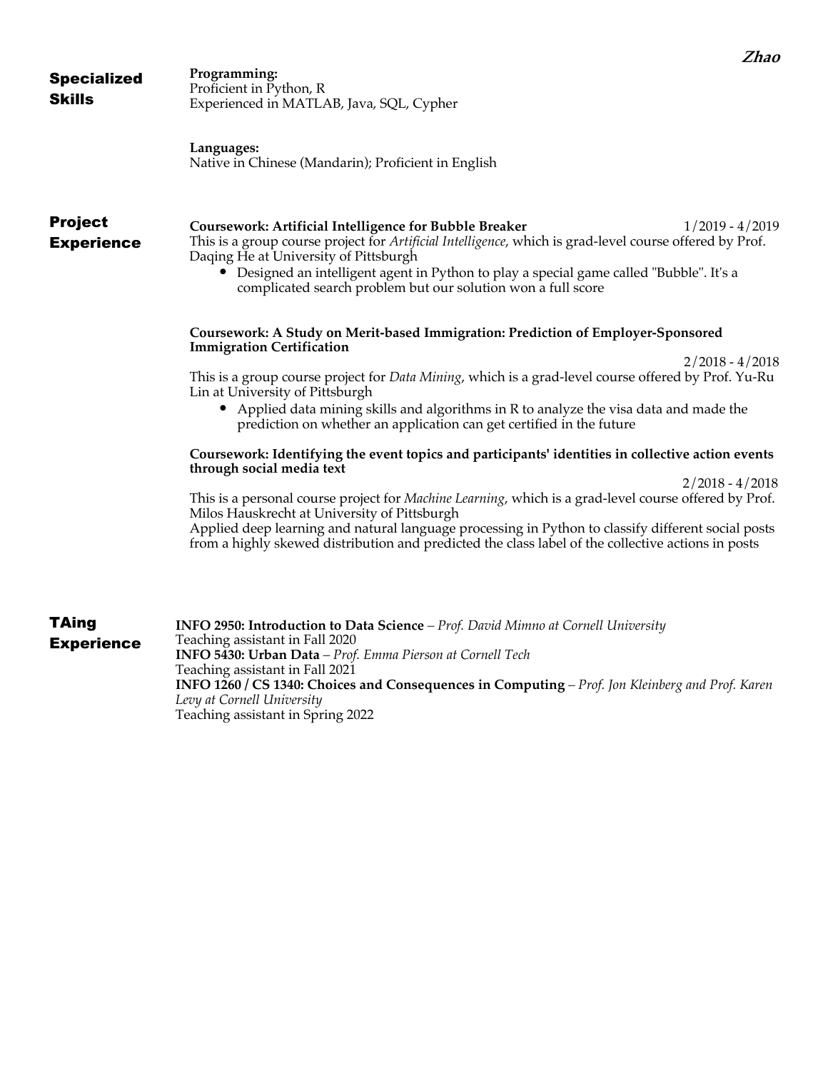## Specialized Skills

**Programming:**
Proficient in Python, R
Experienced in MATLAB, Java, SQL, Cypher

**Languages:**
Native in Chinese (Mandarin); Proficient in English

## Project Experience

**Coursework: Artificial Intelligence for Bubble Breaker** 1/2019 - 4/2019
This is a group course project for *Artificial Intelligence*, which is grad-level course offered by Prof. Daqing He at University of Pittsburgh

- Designed an intelligent agent in Python to play a special game called "Bubble". It's a complicated search problem but our solution won a full score

**Coursework: A Study on Merit-based Immigration: Prediction of Employer-Sponsored Immigration Certification**
2/2018 - 4/2018
This is a group course project for *Data Mining*, which is a grad-level course offered by Prof. Yu-Ru Lin at University of Pittsburgh

- Applied data mining skills and algorithms in R to analyze the visa data and made the prediction on whether an application can get certified in the future

**Coursework: Identifying the event topics and participants' identities in collective action events through social media text**
2/2018 - 4/2018
This is a personal course project for *Machine Learning*, which is a grad-level course offered by Prof. Milos Hauskrecht at University of Pittsburgh
Applied deep learning and natural language processing in Python to classify different social posts from a highly skewed distribution and predicted the class label of the collective actions in posts

## TAing Experience

**INFO 2950: Introduction to Data Science** – *Prof. David Mimno at Cornell University*
Teaching assistant in Fall 2020
**INFO 5430: Urban Data** – *Prof. Emma Pierson at Cornell Tech*
Teaching assistant in Fall 2021
**INFO 1260 / CS 1340: Choices and Consequences in Computing** – *Prof. Jon Kleinberg and Prof. Karen Levy at Cornell University*
Teaching assistant in Spring 2022